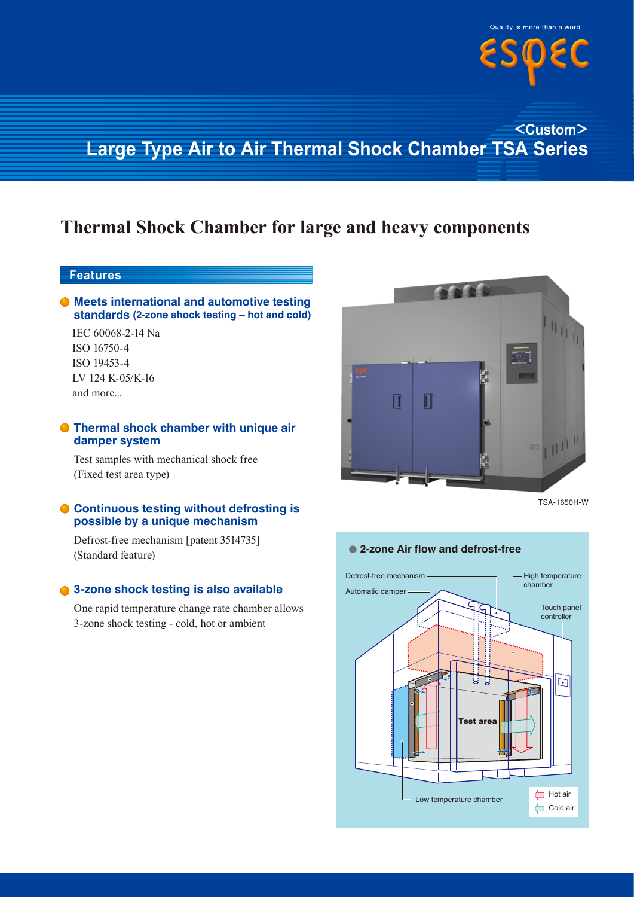Quality is more than a word

ESPEC

# <Custom>
# Large Type Air to Air Thermal Shock Chamber TSA Series

## Thermal Shock Chamber for large and heavy components

### Features

**Meets international and automotive testing standards (2-zone shock testing – hot and cold)**

IEC 60068-2-14 Na
ISO 16750-4
ISO 19453-4
LV 124 K-05/K-16
and more...

**Thermal shock chamber with unique air damper system**

Test samples with mechanical shock free
(Fixed test area type)

**Continuous testing without defrosting is possible by a unique mechanism**

Defrost-free mechanism [patent 3514735]
(Standard feature)

**3-zone shock testing is also available**

One rapid temperature change rate chamber allows 3-zone shock testing - cold, hot or ambient

TSA-1650H-W

**2-zone Air flow and defrost-free**

Defrost-free mechanism
Automatic damper
High temperature chamber
Touch panel controller
Test area
Low temperature chamber
Hot air
Cold air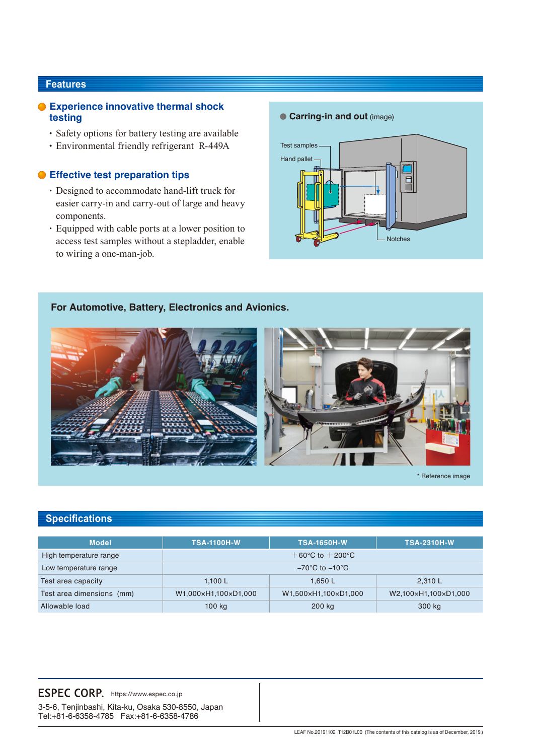## Features

### Experience innovative thermal shock testing

- Safety options for battery testing are available
- Environmental friendly refrigerant R-449A

### Effective test preparation tips

- Designed to accommodate hand-lift truck for easier carry-in and carry-out of large and heavy components.
- Equipped with cable ports at a lower position to access test samples without a stepladder, enable to wiring a one-man-job.

**Carring-in and out** (image)

Test samples

Hand pallet

Notches

**For Automotive, Battery, Electronics and Avionics.**

* Reference image

## Specifications

| Model | TSA-1100H-W | TSA-1650H-W | TSA-2310H-W |
|---|---|---|---|
| High temperature range | +60°C to +200°C | | |
| Low temperature range | –70°C to –10°C | | |
| Test area capacity | 1,100 L | 1,650 L | 2,310 L |
| Test area dimensions (mm) | W1,000×H1,100×D1,000 | W1,500×H1,100×D1,000 | W2,100×H1,100×D1,000 |
| Allowable load | 100 kg | 200 kg | 300 kg |

ESPEC CORP. https://www.espec.co.jp

3-5-6, Tenjinbashi, Kita-ku, Osaka 530-8550, Japan
Tel:+81-6-6358-4785 Fax:+81-6-6358-4786

LEAF No.20191102 T12B01L00 (The contents of this catalog is as of December, 2019.)